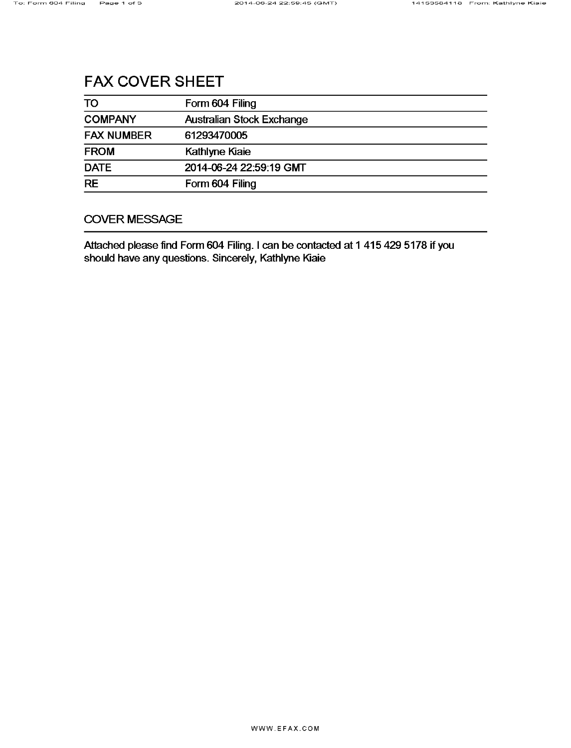# FAX COVER SHEET

| | |
|---|---|
| TO | Form 604 Filing |
| COMPANY | Australian Stock Exchange |
| FAX NUMBER | 61293470005 |
| FROM | Kathlyne Kiaie |
| DATE | 2014-06-24 22:59:19 GMT |
| RE | Form 604 Filing |

## COVER MESSAGE

Attached please find Form 604 Filing. I can be contacted at 1 415 429 5178 if you should have any questions. Sincerely, Kathlyne Kiaie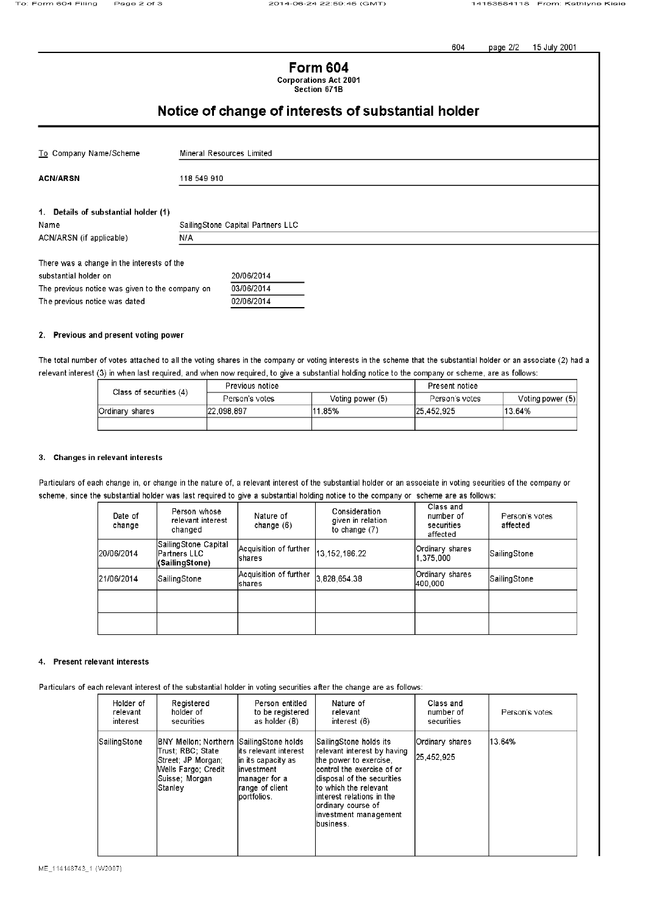# Form 604

**Corporations Act 2001**
**Section 671B**

## Notice of change of interests of substantial holder

| | |
|---|---|
| To Company Name/Scheme | Mineral Resources Limited |
| **ACN/ARSN** | 118 549 910 |

**1. Details of substantial holder (1)**

| | |
|---|---|
| Name | SailingStone Capital Partners LLC |
| ACN/ARSN (if applicable) | N/A |

| | |
|---|---|
| There was a change in the interests of the substantial holder on | 20/06/2014 |
| The previous notice was given to the company on | 03/06/2014 |
| The previous notice was dated | 02/06/2014 |

**2. Previous and present voting power**

The total number of votes attached to all the voting shares in the company or voting interests in the scheme that the substantial holder or an associate (2) had a relevant interest (3) in when last required, and when now required, to give a substantial holding notice to the company or scheme, are as follows:

| Class of securities (4) | Previous notice | | Present notice | |
|---|---|---|---|---|
| | Person's votes | Voting power (5) | Person's votes | Voting power (5) |
| Ordinary shares | 22,098,897 | 11.85% | 25,452,925 | 13.64% |
| | | | | |

**3. Changes in relevant interests**

Particulars of each change in, or change in the nature of, a relevant interest of the substantial holder or an associate in voting securities of the company or scheme, since the substantial holder was last required to give a substantial holding notice to the company or scheme are as follows:

| Date of change | Person whose relevant interest changed | Nature of change (6) | Consideration given in relation to change (7) | Class and number of securities affected | Person's votes affected |
|---|---|---|---|---|---|
| 20/06/2014 | SailingStone Capital Partners LLC **(SailingStone)** | Acquisition of further shares | 13,152,186.22 | Ordinary shares 1,375,000 | SailingStone |
| 21/06/2014 | SailingStone | Acquisition of further shares | 3,828,654.38 | Ordinary shares 400,000 | SailingStone |
| | | | | | |
| | | | | | |

**4. Present relevant interests**

Particulars of each relevant interest of the substantial holder in voting securities after the change are as follows:

| Holder of relevant interest | Registered holder of securities | Person entitled to be registered as holder (8) | Nature of relevant interest (6) | Class and number of securities | Person's votes |
|---|---|---|---|---|---|
| SailingStone | BNY Mellon; Northern Trust; RBC; State Street; JP Morgan; Wells Fargo; Credit Suisse; Morgan Stanley | SailingStone holds its relevant interest in its capacity as investment manager for a range of client portfolios. | SailingStone holds its relevant interest by having the power to exercise, control the exercise of or disposal of the securities to which the relevant interest relations in the ordinary course of investment management business. | Ordinary shares 25,452,925 | 13.64% |

ME_114148743_1 (W2007)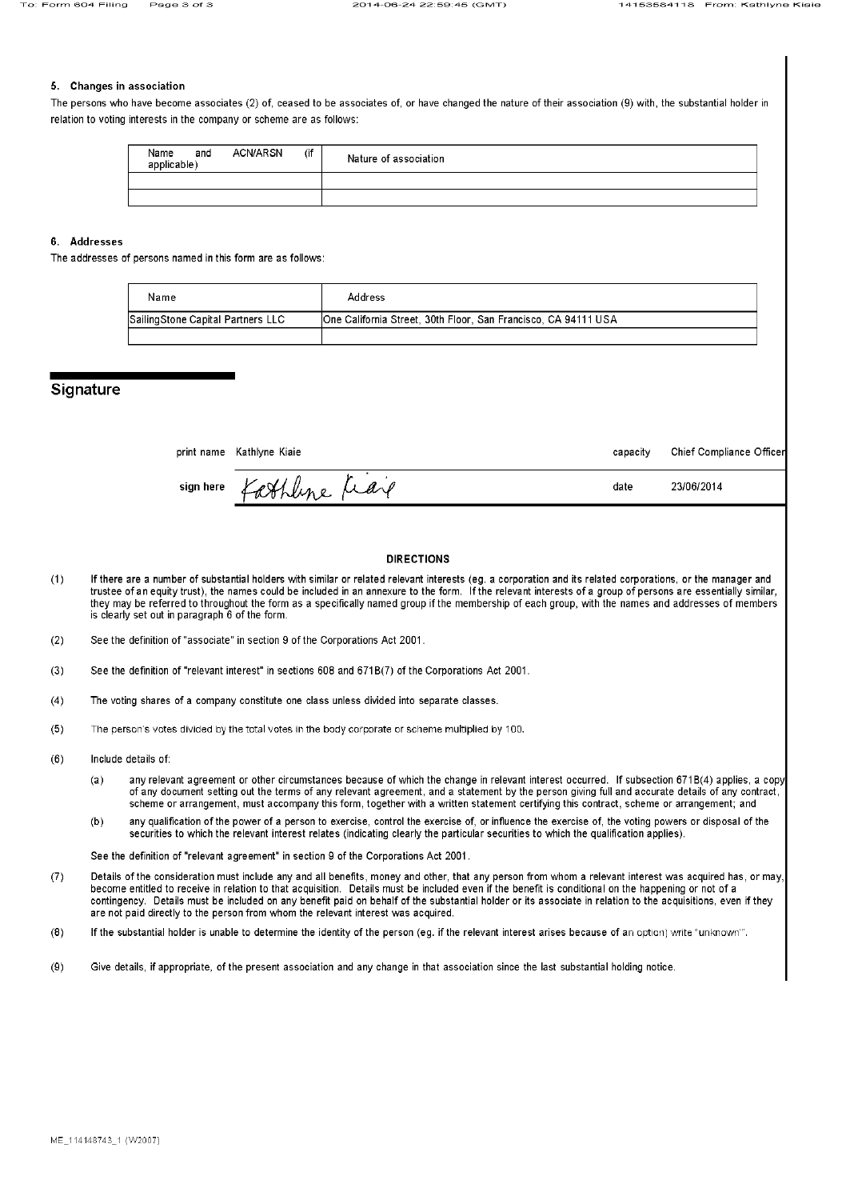### 5. Changes in association

The persons who have become associates (2) of, ceased to be associates of, or have changed the nature of their association (9) with, the substantial holder in relation to voting interests in the company or scheme are as follows:

| Name and ACN/ARSN (if applicable) | Nature of association |
| --- | --- |
| | |
| | |

### 6. Addresses

The addresses of persons named in this form are as follows:

| Name | Address |
| --- | --- |
| SailingStone Capital Partners LLC | One California Street, 30th Floor, San Francisco, CA 94111 USA |
| | |

## Signature

| | | | |
| --- | --- | --- | --- |
| print name | Kathlyne Kiaie | capacity | Chief Compliance Officer |
| sign here | Kathlyne Kiaie | date | 23/06/2014 |

#### DIRECTIONS

(1) If there are a number of substantial holders with similar or related relevant interests (eg. a corporation and its related corporations, or the manager and trustee of an equity trust), the names could be included in an annexure to the form. If the relevant interests of a group of persons are essentially similar, they may be referred to throughout the form as a specifically named group if the membership of each group, with the names and addresses of members is clearly set out in paragraph 6 of the form.

(2) See the definition of "associate" in section 9 of the Corporations Act 2001.

(3) See the definition of "relevant interest" in sections 608 and 671B(7) of the Corporations Act 2001.

(4) The voting shares of a company constitute one class unless divided into separate classes.

(5) The person's votes divided by the total votes in the body corporate or scheme multiplied by 100.

(6) Include details of:

(a) any relevant agreement or other circumstances because of which the change in relevant interest occurred. If subsection 671B(4) applies, a copy of any document setting out the terms of any relevant agreement, and a statement by the person giving full and accurate details of any contract, scheme or arrangement, must accompany this form, together with a written statement certifying this contract, scheme or arrangement; and

(b) any qualification of the power of a person to exercise, control the exercise of, or influence the exercise of, the voting powers or disposal of the securities to which the relevant interest relates (indicating clearly the particular securities to which the qualification applies).

See the definition of "relevant agreement" in section 9 of the Corporations Act 2001.

(7) Details of the consideration must include any and all benefits, money and other, that any person from whom a relevant interest was acquired has, or may, become entitled to receive in relation to that acquisition. Details must be included even if the benefit is conditional on the happening or not of a contingency. Details must be included on any benefit paid on behalf of the substantial holder or its associate in relation to the acquisitions, even if they are not paid directly to the person from whom the relevant interest was acquired.

(8) If the substantial holder is unable to determine the identity of the person (eg. if the relevant interest arises because of an option) write "unknown".

(9) Give details, if appropriate, of the present association and any change in that association since the last substantial holding notice.

ME_114148743_1 (W2007)